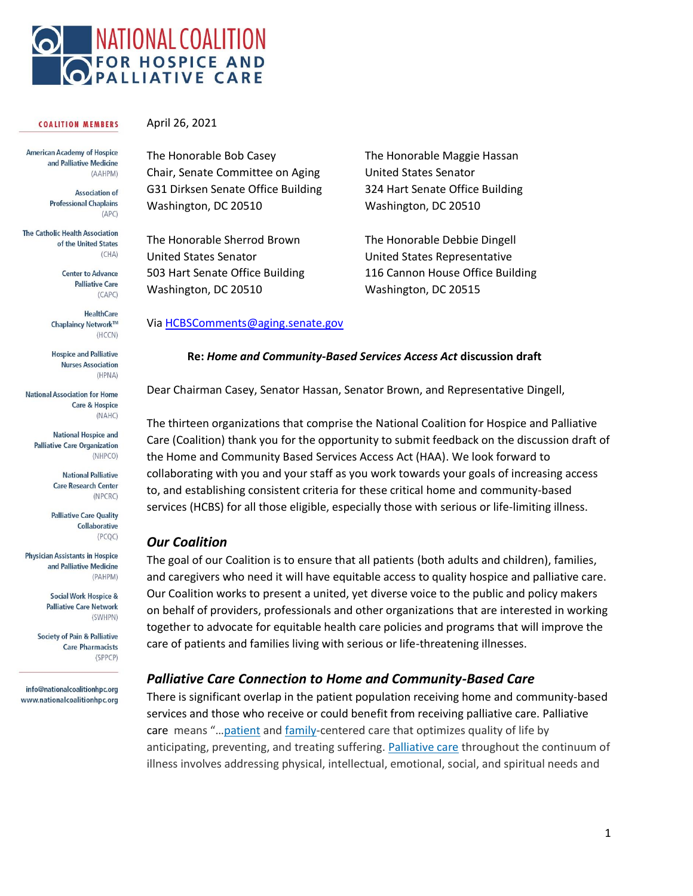# NATIONAL COALITION FOR HOSPICE AND PALLIATIVE CARE

**COALITION MEMBERS**

American Academy of Hospice and Palliative Medicine (AAHPM)

Association of Professional Chaplains (APC)

The Catholic Health Association of the United States (CHA)

Center to Advance Palliative Care (CAPC)

HealthCare Chaplaincy Network™ (HCCN)

Hospice and Palliative Nurses Association (HPNA)

National Association for Home Care & Hospice (NAHC)

National Hospice and Palliative Care Organization (NHPCO)

National Palliative Care Research Center (NPCRC)

Palliative Care Quality Collaborative (PCQC)

Physician Assistants in Hospice and Palliative Medicine (PAHPM)

Social Work Hospice & Palliative Care Network (SWHPN)

Society of Pain & Palliative Care Pharmacists (SPPCP)

info@nationalcoalitionhpc.org
www.nationalcoalitionhpc.org

---

April 26, 2021

The Honorable Bob Casey
Chair, Senate Committee on Aging
G31 Dirksen Senate Office Building
Washington, DC 20510

The Honorable Maggie Hassan
United States Senator
324 Hart Senate Office Building
Washington, DC 20510

The Honorable Sherrod Brown
United States Senator
503 Hart Senate Office Building
Washington, DC 20510

The Honorable Debbie Dingell
United States Representative
116 Cannon House Office Building
Washington, DC 20515

Via [HCBSComments@aging.senate.gov](mailto:HCBSComments@aging.senate.gov)

**Re: *Home and Community-Based Services Access Act* discussion draft**

Dear Chairman Casey, Senator Hassan, Senator Brown, and Representative Dingell,

The thirteen organizations that comprise the National Coalition for Hospice and Palliative Care (Coalition) thank you for the opportunity to submit feedback on the discussion draft of the Home and Community Based Services Access Act (HAA). We look forward to collaborating with you and your staff as you work towards your goals of increasing access to, and establishing consistent criteria for these critical home and community-based services (HCBS) for all those eligible, especially those with serious or life-limiting illness.

## *Our Coalition*

The goal of our Coalition is to ensure that all patients (both adults and children), families, and caregivers who need it will have equitable access to quality hospice and palliative care. Our Coalition works to present a united, yet diverse voice to the public and policy makers on behalf of providers, professionals and other organizations that are interested in working together to advocate for equitable health care policies and programs that will improve the care of patients and families living with serious or life-threatening illnesses.

## *Palliative Care Connection to Home and Community-Based Care*

There is significant overlap in the patient population receiving home and community-based services and those who receive or could benefit from receiving palliative care. Palliative care means "…patient and family-centered care that optimizes quality of life by anticipating, preventing, and treating suffering. Palliative care throughout the continuum of illness involves addressing physical, intellectual, emotional, social, and spiritual needs and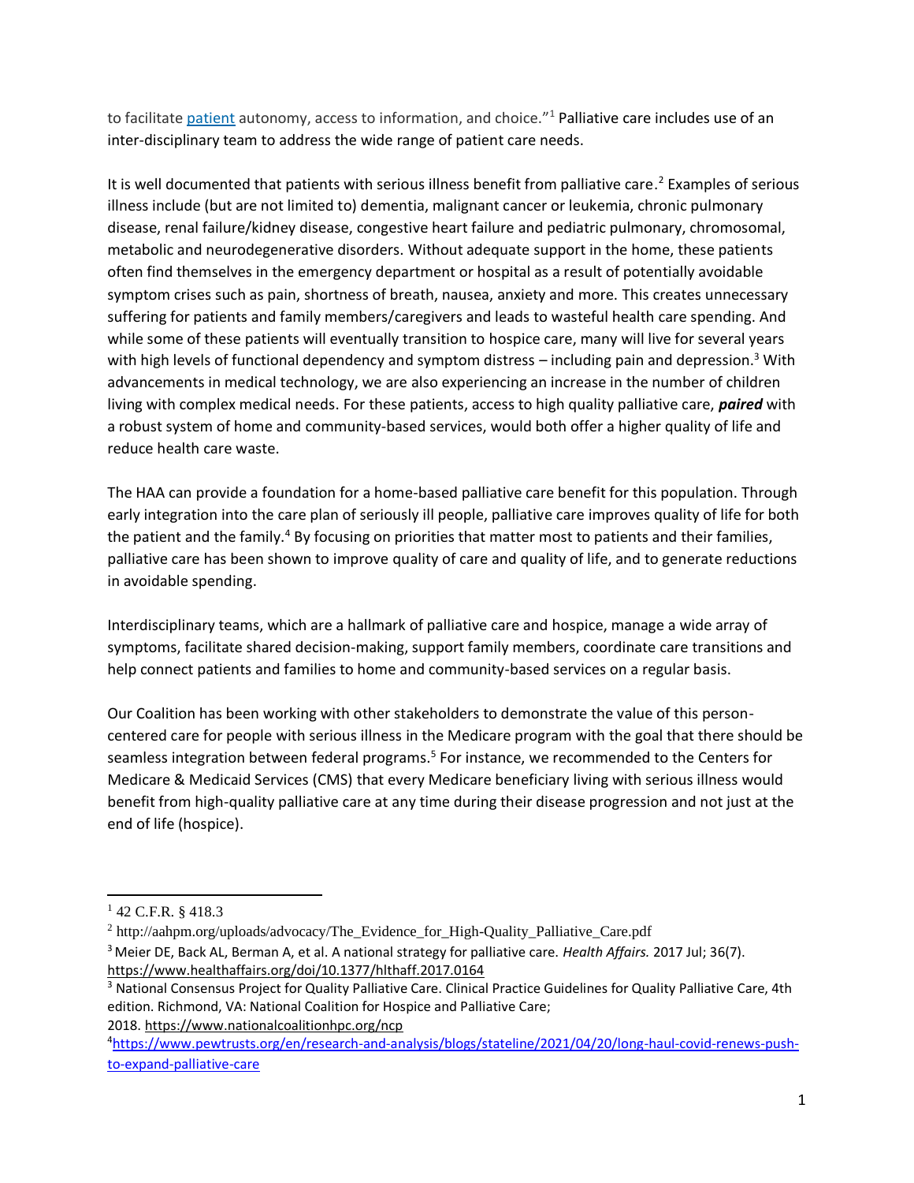to facilitate [patient](patient) autonomy, access to information, and choice."[1] Palliative care includes use of an inter-disciplinary team to address the wide range of patient care needs.

It is well documented that patients with serious illness benefit from palliative care.[2] Examples of serious illness include (but are not limited to) dementia, malignant cancer or leukemia, chronic pulmonary disease, renal failure/kidney disease, congestive heart failure and pediatric pulmonary, chromosomal, metabolic and neurodegenerative disorders. Without adequate support in the home, these patients often find themselves in the emergency department or hospital as a result of potentially avoidable symptom crises such as pain, shortness of breath, nausea, anxiety and more. This creates unnecessary suffering for patients and family members/caregivers and leads to wasteful health care spending. And while some of these patients will eventually transition to hospice care, many will live for several years with high levels of functional dependency and symptom distress – including pain and depression.[3] With advancements in medical technology, we are also experiencing an increase in the number of children living with complex medical needs. For these patients, access to high quality palliative care, ***paired*** with a robust system of home and community-based services, would both offer a higher quality of life and reduce health care waste.

The HAA can provide a foundation for a home-based palliative care benefit for this population. Through early integration into the care plan of seriously ill people, palliative care improves quality of life for both the patient and the family.[4] By focusing on priorities that matter most to patients and their families, palliative care has been shown to improve quality of care and quality of life, and to generate reductions in avoidable spending.

Interdisciplinary teams, which are a hallmark of palliative care and hospice, manage a wide array of symptoms, facilitate shared decision-making, support family members, coordinate care transitions and help connect patients and families to home and community-based services on a regular basis.

Our Coalition has been working with other stakeholders to demonstrate the value of this person-centered care for people with serious illness in the Medicare program with the goal that there should be seamless integration between federal programs.[5] For instance, we recommended to the Centers for Medicare & Medicaid Services (CMS) that every Medicare beneficiary living with serious illness would benefit from high-quality palliative care at any time during their disease progression and not just at the end of life (hospice).

---

[1] 42 C.F.R. § 418.3

[2] http://aahpm.org/uploads/advocacy/The_Evidence_for_High-Quality_Palliative_Care.pdf

[3] Meier DE, Back AL, Berman A, et al. A national strategy for palliative care. *Health Affairs.* 2017 Jul; 36(7). https://www.healthaffairs.org/doi/10.1377/hlthaff.2017.0164

[3] National Consensus Project for Quality Palliative Care. Clinical Practice Guidelines for Quality Palliative Care, 4th edition. Richmond, VA: National Coalition for Hospice and Palliative Care; 2018. https://www.nationalcoalitionhpc.org/ncp

[4] https://www.pewtrusts.org/en/research-and-analysis/blogs/stateline/2021/04/20/long-haul-covid-renews-push-to-expand-palliative-care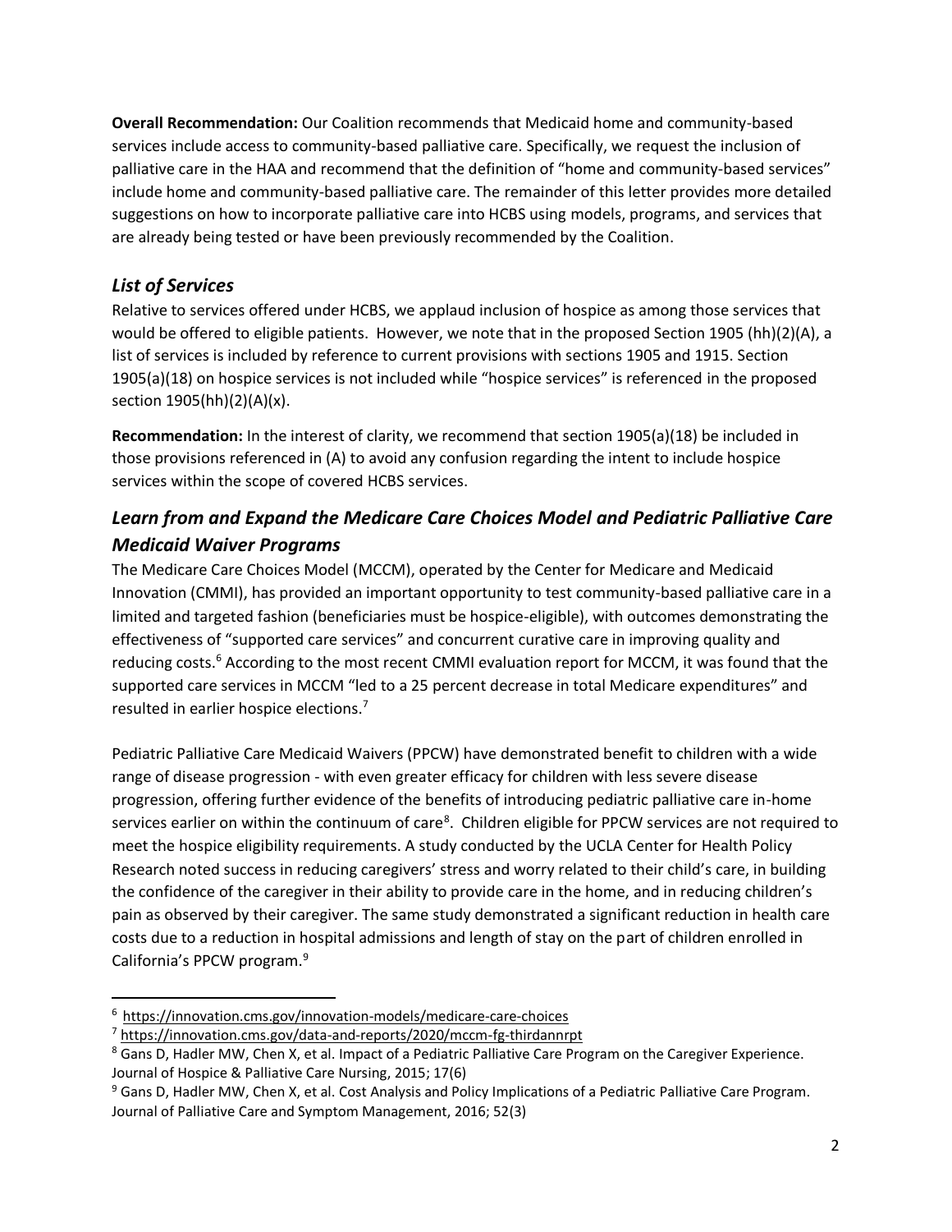**Overall Recommendation:** Our Coalition recommends that Medicaid home and community-based services include access to community-based palliative care. Specifically, we request the inclusion of palliative care in the HAA and recommend that the definition of "home and community-based services" include home and community-based palliative care. The remainder of this letter provides more detailed suggestions on how to incorporate palliative care into HCBS using models, programs, and services that are already being tested or have been previously recommended by the Coalition.

## *List of Services*

Relative to services offered under HCBS, we applaud inclusion of hospice as among those services that would be offered to eligible patients. However, we note that in the proposed Section 1905 (hh)(2)(A), a list of services is included by reference to current provisions with sections 1905 and 1915. Section 1905(a)(18) on hospice services is not included while "hospice services" is referenced in the proposed section 1905(hh)(2)(A)(x).

**Recommendation:** In the interest of clarity, we recommend that section 1905(a)(18) be included in those provisions referenced in (A) to avoid any confusion regarding the intent to include hospice services within the scope of covered HCBS services.

## *Learn from and Expand the Medicare Care Choices Model and Pediatric Palliative Care Medicaid Waiver Programs*

The Medicare Care Choices Model (MCCM), operated by the Center for Medicare and Medicaid Innovation (CMMI), has provided an important opportunity to test community-based palliative care in a limited and targeted fashion (beneficiaries must be hospice-eligible), with outcomes demonstrating the effectiveness of "supported care services" and concurrent curative care in improving quality and reducing costs.[6] According to the most recent CMMI evaluation report for MCCM, it was found that the supported care services in MCCM "led to a 25 percent decrease in total Medicare expenditures" and resulted in earlier hospice elections.[7]

Pediatric Palliative Care Medicaid Waivers (PPCW) have demonstrated benefit to children with a wide range of disease progression - with even greater efficacy for children with less severe disease progression, offering further evidence of the benefits of introducing pediatric palliative care in-home services earlier on within the continuum of care[8]. Children eligible for PPCW services are not required to meet the hospice eligibility requirements. A study conducted by the UCLA Center for Health Policy Research noted success in reducing caregivers' stress and worry related to their child's care, in building the confidence of the caregiver in their ability to provide care in the home, and in reducing children's pain as observed by their caregiver. The same study demonstrated a significant reduction in health care costs due to a reduction in hospital admissions and length of stay on the part of children enrolled in California's PPCW program.[9]

---

[6] https://innovation.cms.gov/innovation-models/medicare-care-choices

[7] https://innovation.cms.gov/data-and-reports/2020/mccm-fg-thirdannrpt

[8] Gans D, Hadler MW, Chen X, et al. Impact of a Pediatric Palliative Care Program on the Caregiver Experience. Journal of Hospice & Palliative Care Nursing, 2015; 17(6)

[9] Gans D, Hadler MW, Chen X, et al. Cost Analysis and Policy Implications of a Pediatric Palliative Care Program. Journal of Palliative Care and Symptom Management, 2016; 52(3)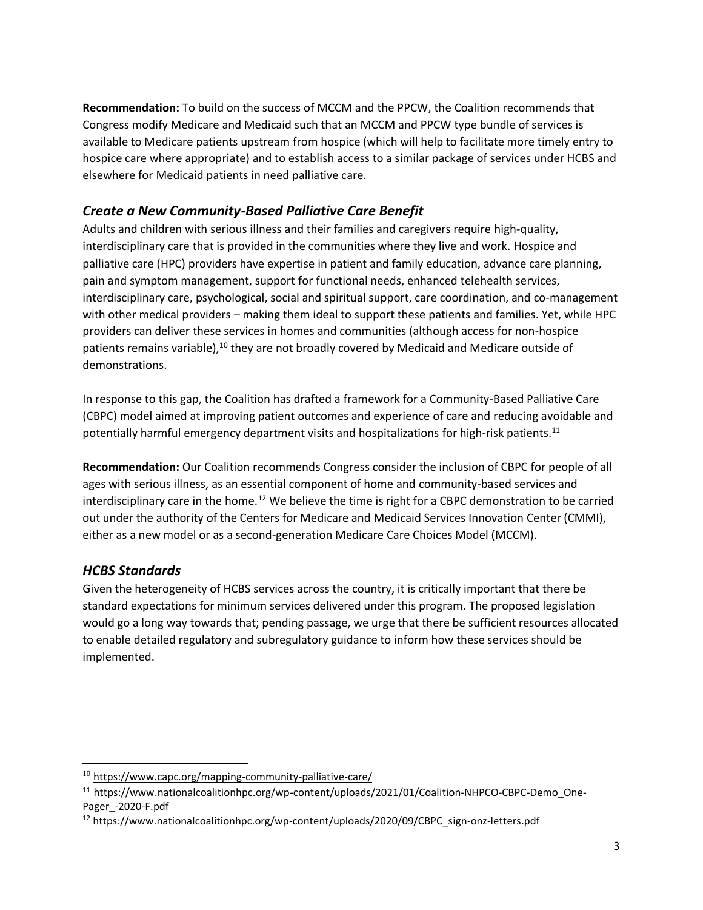**Recommendation:** To build on the success of MCCM and the PPCW, the Coalition recommends that Congress modify Medicare and Medicaid such that an MCCM and PPCW type bundle of services is available to Medicare patients upstream from hospice (which will help to facilitate more timely entry to hospice care where appropriate) and to establish access to a similar package of services under HCBS and elsewhere for Medicaid patients in need palliative care.

## *Create a New Community-Based Palliative Care Benefit*

Adults and children with serious illness and their families and caregivers require high-quality, interdisciplinary care that is provided in the communities where they live and work. Hospice and palliative care (HPC) providers have expertise in patient and family education, advance care planning, pain and symptom management, support for functional needs, enhanced telehealth services, interdisciplinary care, psychological, social and spiritual support, care coordination, and co-management with other medical providers – making them ideal to support these patients and families. Yet, while HPC providers can deliver these services in homes and communities (although access for non-hospice patients remains variable),[10] they are not broadly covered by Medicaid and Medicare outside of demonstrations.

In response to this gap, the Coalition has drafted a framework for a Community-Based Palliative Care (CBPC) model aimed at improving patient outcomes and experience of care and reducing avoidable and potentially harmful emergency department visits and hospitalizations for high-risk patients.[11]

**Recommendation:** Our Coalition recommends Congress consider the inclusion of CBPC for people of all ages with serious illness, as an essential component of home and community-based services and interdisciplinary care in the home.[12] We believe the time is right for a CBPC demonstration to be carried out under the authority of the Centers for Medicare and Medicaid Services Innovation Center (CMMI), either as a new model or as a second-generation Medicare Care Choices Model (MCCM).

## *HCBS Standards*

Given the heterogeneity of HCBS services across the country, it is critically important that there be standard expectations for minimum services delivered under this program. The proposed legislation would go a long way towards that; pending passage, we urge that there be sufficient resources allocated to enable detailed regulatory and subregulatory guidance to inform how these services should be implemented.

---

[10] https://www.capc.org/mapping-community-palliative-care/

[11] https://www.nationalcoalitionhpc.org/wp-content/uploads/2021/01/Coalition-NHPCO-CBPC-Demo_One-Pager_-2020-F.pdf

[12] https://www.nationalcoalitionhpc.org/wp-content/uploads/2020/09/CBPC_sign-onz-letters.pdf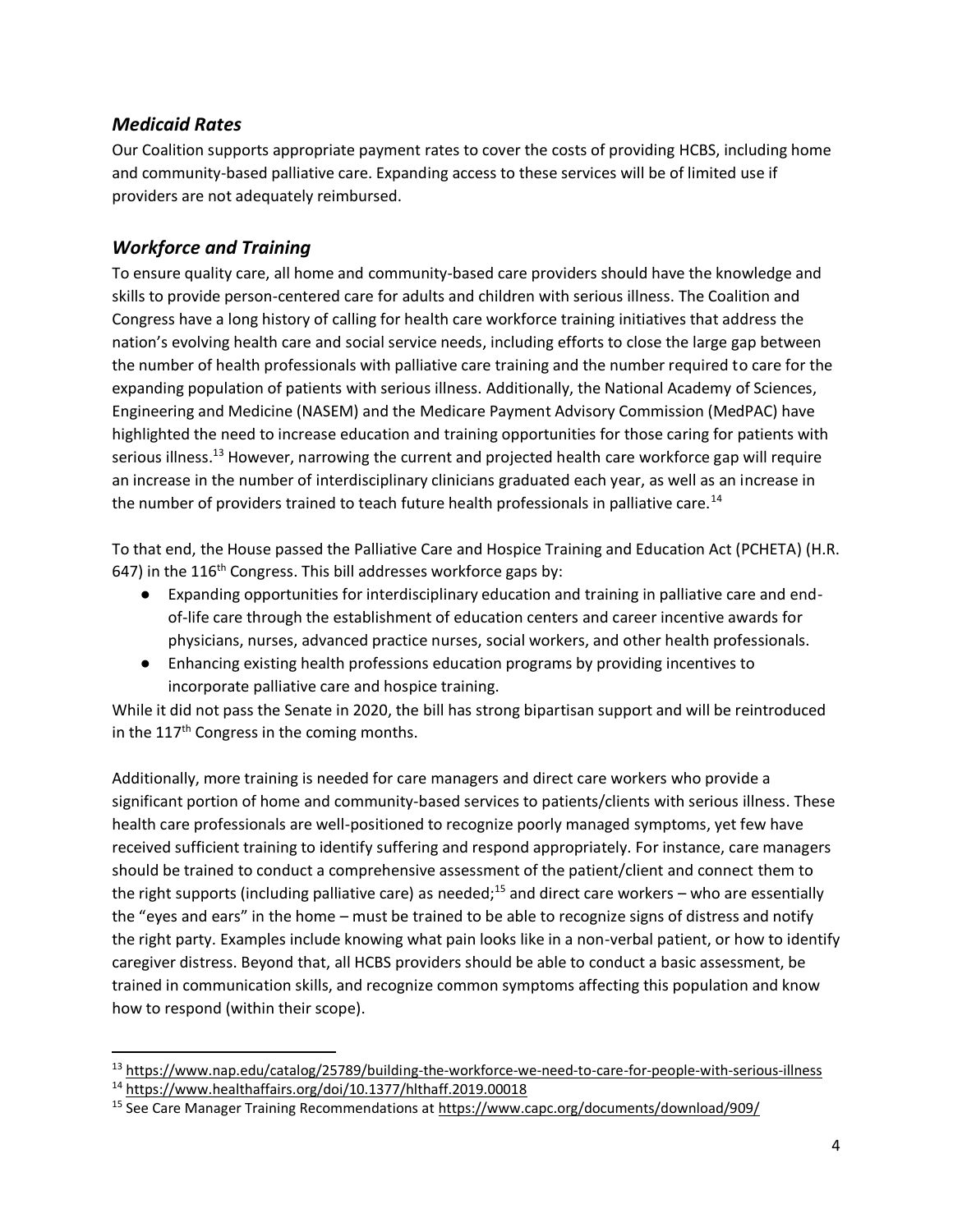## *Medicaid Rates*

Our Coalition supports appropriate payment rates to cover the costs of providing HCBS, including home and community-based palliative care. Expanding access to these services will be of limited use if providers are not adequately reimbursed.

## *Workforce and Training*

To ensure quality care, all home and community-based care providers should have the knowledge and skills to provide person-centered care for adults and children with serious illness. The Coalition and Congress have a long history of calling for health care workforce training initiatives that address the nation's evolving health care and social service needs, including efforts to close the large gap between the number of health professionals with palliative care training and the number required to care for the expanding population of patients with serious illness. Additionally, the National Academy of Sciences, Engineering and Medicine (NASEM) and the Medicare Payment Advisory Commission (MedPAC) have highlighted the need to increase education and training opportunities for those caring for patients with serious illness.[13] However, narrowing the current and projected health care workforce gap will require an increase in the number of interdisciplinary clinicians graduated each year, as well as an increase in the number of providers trained to teach future health professionals in palliative care.[14]

To that end, the House passed the Palliative Care and Hospice Training and Education Act (PCHETA) (H.R. 647) in the 116th Congress. This bill addresses workforce gaps by:

- Expanding opportunities for interdisciplinary education and training in palliative care and end-of-life care through the establishment of education centers and career incentive awards for physicians, nurses, advanced practice nurses, social workers, and other health professionals.
- Enhancing existing health professions education programs by providing incentives to incorporate palliative care and hospice training.

While it did not pass the Senate in 2020, the bill has strong bipartisan support and will be reintroduced in the 117th Congress in the coming months.

Additionally, more training is needed for care managers and direct care workers who provide a significant portion of home and community-based services to patients/clients with serious illness. These health care professionals are well-positioned to recognize poorly managed symptoms, yet few have received sufficient training to identify suffering and respond appropriately. For instance, care managers should be trained to conduct a comprehensive assessment of the patient/client and connect them to the right supports (including palliative care) as needed;[15] and direct care workers – who are essentially the "eyes and ears" in the home – must be trained to be able to recognize signs of distress and notify the right party. Examples include knowing what pain looks like in a non-verbal patient, or how to identify caregiver distress. Beyond that, all HCBS providers should be able to conduct a basic assessment, be trained in communication skills, and recognize common symptoms affecting this population and know how to respond (within their scope).

---

[13] https://www.nap.edu/catalog/25789/building-the-workforce-we-need-to-care-for-people-with-serious-illness

[14] https://www.healthaffairs.org/doi/10.1377/hlthaff.2019.00018

[15] See Care Manager Training Recommendations at https://www.capc.org/documents/download/909/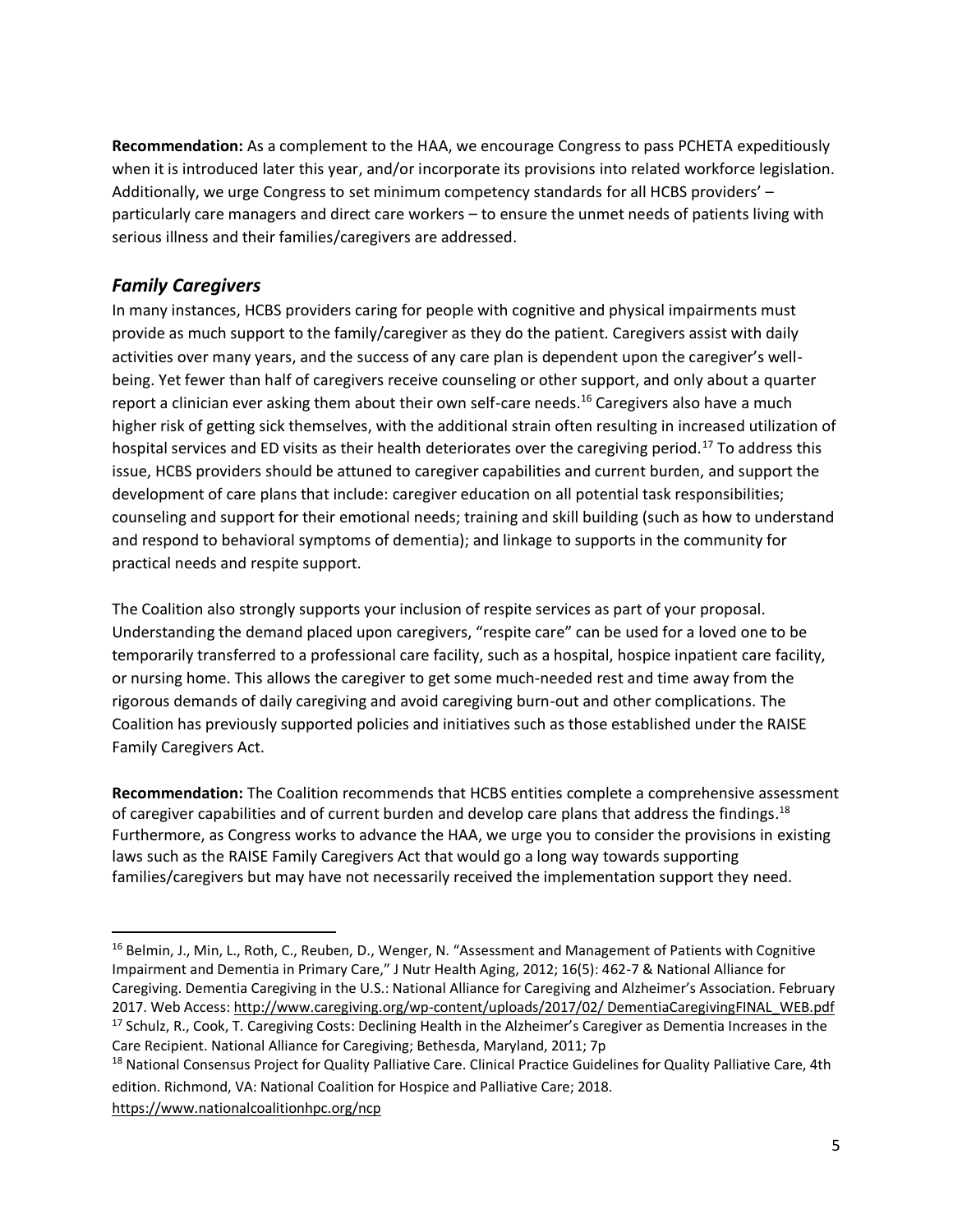**Recommendation:** As a complement to the HAA, we encourage Congress to pass PCHETA expeditiously when it is introduced later this year, and/or incorporate its provisions into related workforce legislation. Additionally, we urge Congress to set minimum competency standards for all HCBS providers' – particularly care managers and direct care workers – to ensure the unmet needs of patients living with serious illness and their families/caregivers are addressed.

## *Family Caregivers*

In many instances, HCBS providers caring for people with cognitive and physical impairments must provide as much support to the family/caregiver as they do the patient. Caregivers assist with daily activities over many years, and the success of any care plan is dependent upon the caregiver's well-being. Yet fewer than half of caregivers receive counseling or other support, and only about a quarter report a clinician ever asking them about their own self-care needs.[16] Caregivers also have a much higher risk of getting sick themselves, with the additional strain often resulting in increased utilization of hospital services and ED visits as their health deteriorates over the caregiving period.[17] To address this issue, HCBS providers should be attuned to caregiver capabilities and current burden, and support the development of care plans that include: caregiver education on all potential task responsibilities; counseling and support for their emotional needs; training and skill building (such as how to understand and respond to behavioral symptoms of dementia); and linkage to supports in the community for practical needs and respite support.

The Coalition also strongly supports your inclusion of respite services as part of your proposal. Understanding the demand placed upon caregivers, "respite care" can be used for a loved one to be temporarily transferred to a professional care facility, such as a hospital, hospice inpatient care facility, or nursing home. This allows the caregiver to get some much-needed rest and time away from the rigorous demands of daily caregiving and avoid caregiving burn-out and other complications. The Coalition has previously supported policies and initiatives such as those established under the RAISE Family Caregivers Act.

**Recommendation:** The Coalition recommends that HCBS entities complete a comprehensive assessment of caregiver capabilities and of current burden and develop care plans that address the findings.[18] Furthermore, as Congress works to advance the HAA, we urge you to consider the provisions in existing laws such as the RAISE Family Caregivers Act that would go a long way towards supporting families/caregivers but may have not necessarily received the implementation support they need.

---

[16] Belmin, J., Min, L., Roth, C., Reuben, D., Wenger, N. "Assessment and Management of Patients with Cognitive Impairment and Dementia in Primary Care," J Nutr Health Aging, 2012; 16(5): 462-7 & National Alliance for Caregiving. Dementia Caregiving in the U.S.: National Alliance for Caregiving and Alzheimer's Association. February 2017. Web Access: http://www.caregiving.org/wp-content/uploads/2017/02/ DementiaCaregivingFINAL_WEB.pdf

[17] Schulz, R., Cook, T. Caregiving Costs: Declining Health in the Alzheimer's Caregiver as Dementia Increases in the Care Recipient. National Alliance for Caregiving; Bethesda, Maryland, 2011; 7p

[18] National Consensus Project for Quality Palliative Care. Clinical Practice Guidelines for Quality Palliative Care, 4th edition. Richmond, VA: National Coalition for Hospice and Palliative Care; 2018. https://www.nationalcoalitionhpc.org/ncp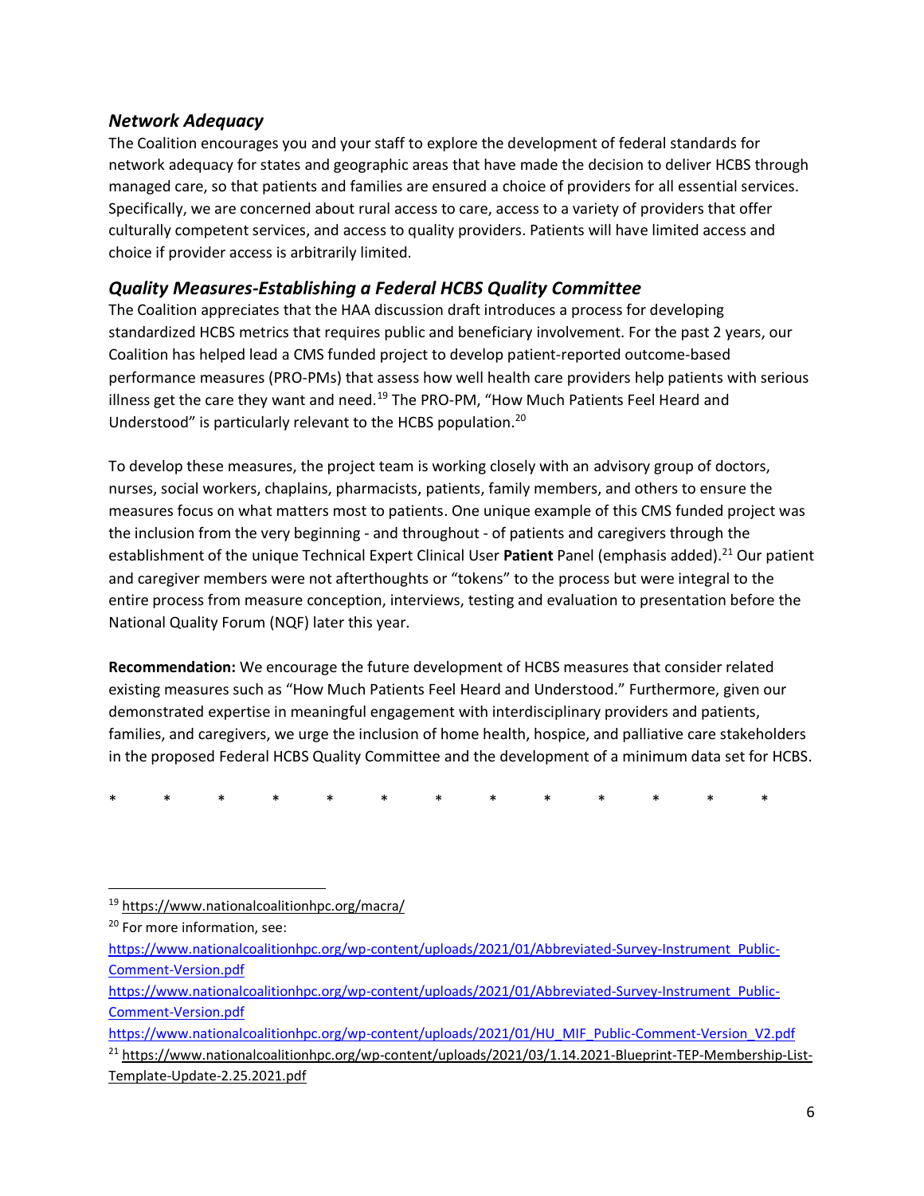### *Network Adequacy*

The Coalition encourages you and your staff to explore the development of federal standards for network adequacy for states and geographic areas that have made the decision to deliver HCBS through managed care, so that patients and families are ensured a choice of providers for all essential services. Specifically, we are concerned about rural access to care, access to a variety of providers that offer culturally competent services, and access to quality providers. Patients will have limited access and choice if provider access is arbitrarily limited.

### *Quality Measures-Establishing a Federal HCBS Quality Committee*

The Coalition appreciates that the HAA discussion draft introduces a process for developing standardized HCBS metrics that requires public and beneficiary involvement. For the past 2 years, our Coalition has helped lead a CMS funded project to develop patient-reported outcome-based performance measures (PRO-PMs) that assess how well health care providers help patients with serious illness get the care they want and need.[19] The PRO-PM, "How Much Patients Feel Heard and Understood" is particularly relevant to the HCBS population.[20]

To develop these measures, the project team is working closely with an advisory group of doctors, nurses, social workers, chaplains, pharmacists, patients, family members, and others to ensure the measures focus on what matters most to patients. One unique example of this CMS funded project was the inclusion from the very beginning - and throughout - of patients and caregivers through the establishment of the unique Technical Expert Clinical User **Patient** Panel (emphasis added).[21] Our patient and caregiver members were not afterthoughts or "tokens" to the process but were integral to the entire process from measure conception, interviews, testing and evaluation to presentation before the National Quality Forum (NQF) later this year.

**Recommendation:** We encourage the future development of HCBS measures that consider related existing measures such as "How Much Patients Feel Heard and Understood." Furthermore, given our demonstrated expertise in meaningful engagement with interdisciplinary providers and patients, families, and caregivers, we urge the inclusion of home health, hospice, and palliative care stakeholders in the proposed Federal HCBS Quality Committee and the development of a minimum data set for HCBS.

\* \* \* \* \* \* \* \* \* \* \* \* \*

---

[19] https://www.nationalcoalitionhpc.org/macra/

[20] For more information, see:
https://www.nationalcoalitionhpc.org/wp-content/uploads/2021/01/Abbreviated-Survey-Instrument_Public-Comment-Version.pdf
https://www.nationalcoalitionhpc.org/wp-content/uploads/2021/01/Abbreviated-Survey-Instrument_Public-Comment-Version.pdf
https://www.nationalcoalitionhpc.org/wp-content/uploads/2021/01/HU_MIF_Public-Comment-Version_V2.pdf

[21] https://www.nationalcoalitionhpc.org/wp-content/uploads/2021/03/1.14.2021-Blueprint-TEP-Membership-List-Template-Update-2.25.2021.pdf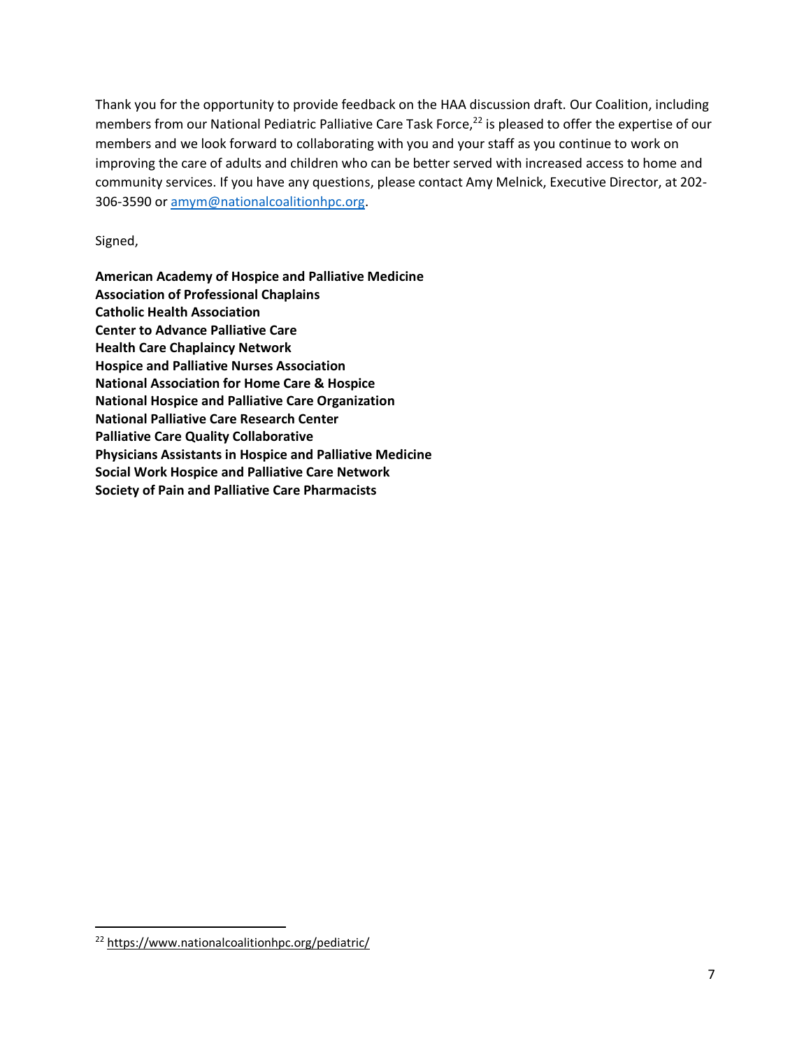Thank you for the opportunity to provide feedback on the HAA discussion draft. Our Coalition, including members from our National Pediatric Palliative Care Task Force,[22] is pleased to offer the expertise of our members and we look forward to collaborating with you and your staff as you continue to work on improving the care of adults and children who can be better served with increased access to home and community services. If you have any questions, please contact Amy Melnick, Executive Director, at 202-306-3590 or amym@nationalcoalitionhpc.org.

Signed,

**American Academy of Hospice and Palliative Medicine**
**Association of Professional Chaplains**
**Catholic Health Association**
**Center to Advance Palliative Care**
**Health Care Chaplaincy Network**
**Hospice and Palliative Nurses Association**
**National Association for Home Care & Hospice**
**National Hospice and Palliative Care Organization**
**National Palliative Care Research Center**
**Palliative Care Quality Collaborative**
**Physicians Assistants in Hospice and Palliative Medicine**
**Social Work Hospice and Palliative Care Network**
**Society of Pain and Palliative Care Pharmacists**

[22] https://www.nationalcoalitionhpc.org/pediatric/